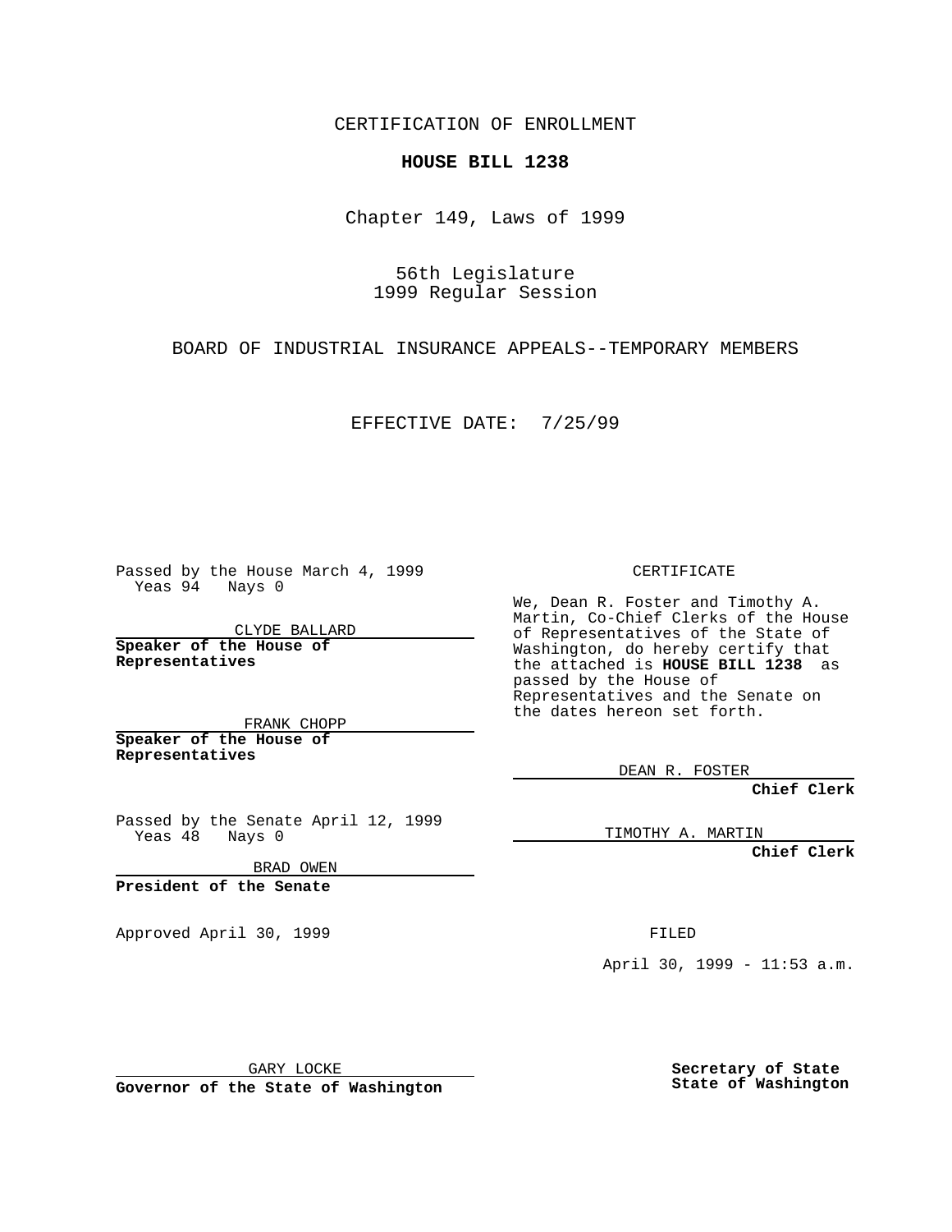CERTIFICATION OF ENROLLMENT

**HOUSE BILL 1238**

Chapter 149, Laws of 1999

56th Legislature
1999 Regular Session

BOARD OF INDUSTRIAL INSURANCE APPEALS--TEMPORARY MEMBERS

EFFECTIVE DATE: 7/25/99

Passed by the House March 4, 1999
Yeas 94 Nays 0

CLYDE BALLARD
**Speaker of the House of Representatives**

FRANK CHOPP
**Speaker of the House of Representatives**

Passed by the Senate April 12, 1999
Yeas 48 Nays 0

BRAD OWEN
**President of the Senate**

Approved April 30, 1999

GARY LOCKE
**Governor of the State of Washington**

CERTIFICATE

We, Dean R. Foster and Timothy A. Martin, Co-Chief Clerks of the House of Representatives of the State of Washington, do hereby certify that the attached is **HOUSE BILL 1238** as passed by the House of Representatives and the Senate on the dates hereon set forth.

DEAN R. FOSTER
**Chief Clerk**

TIMOTHY A. MARTIN
**Chief Clerk**

FILED

April 30, 1999 - 11:53 a.m.

**Secretary of State
State of Washington**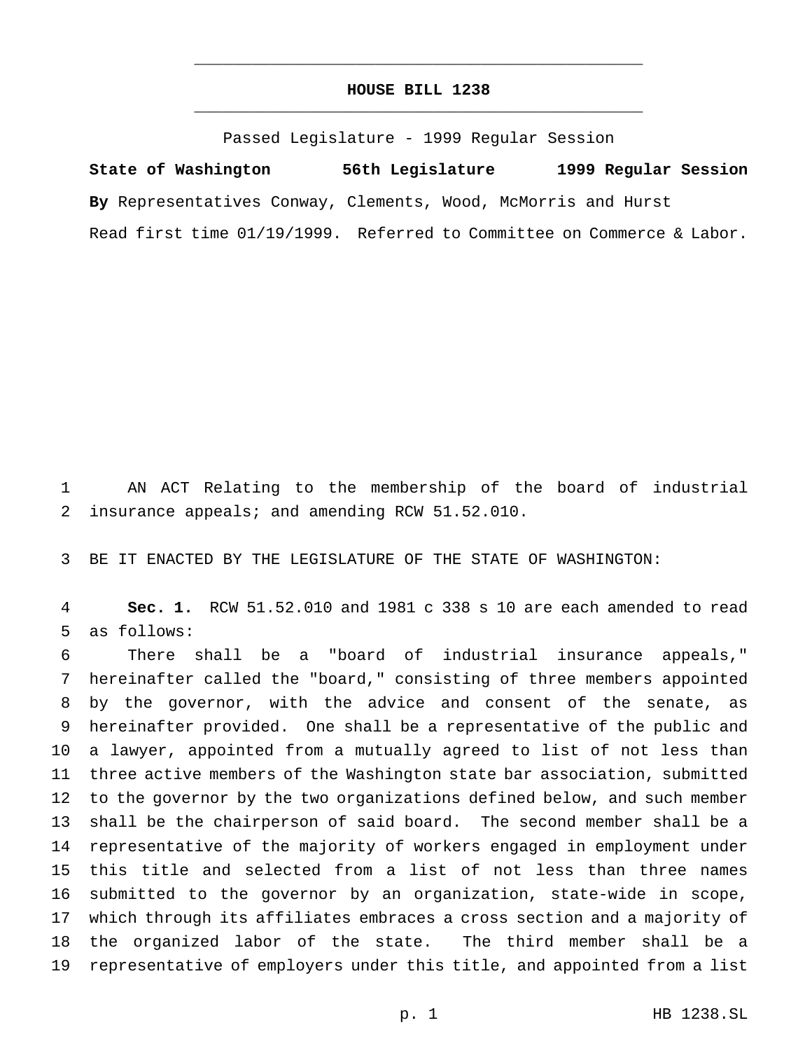# HOUSE BILL 1238

Passed Legislature - 1999 Regular Session

**State of Washington** **56th Legislature** **1999 Regular Session**

**By** Representatives Conway, Clements, Wood, McMorris and Hurst

Read first time 01/19/1999. Referred to Committee on Commerce & Labor.

AN ACT Relating to the membership of the board of industrial insurance appeals; and amending RCW 51.52.010.

BE IT ENACTED BY THE LEGISLATURE OF THE STATE OF WASHINGTON:

**Sec. 1.** RCW 51.52.010 and 1981 c 338 s 10 are each amended to read as follows:

There shall be a "board of industrial insurance appeals," hereinafter called the "board," consisting of three members appointed by the governor, with the advice and consent of the senate, as hereinafter provided. One shall be a representative of the public and a lawyer, appointed from a mutually agreed to list of not less than three active members of the Washington state bar association, submitted to the governor by the two organizations defined below, and such member shall be the chairperson of said board. The second member shall be a representative of the majority of workers engaged in employment under this title and selected from a list of not less than three names submitted to the governor by an organization, state-wide in scope, which through its affiliates embraces a cross section and a majority of the organized labor of the state. The third member shall be a representative of employers under this title, and appointed from a list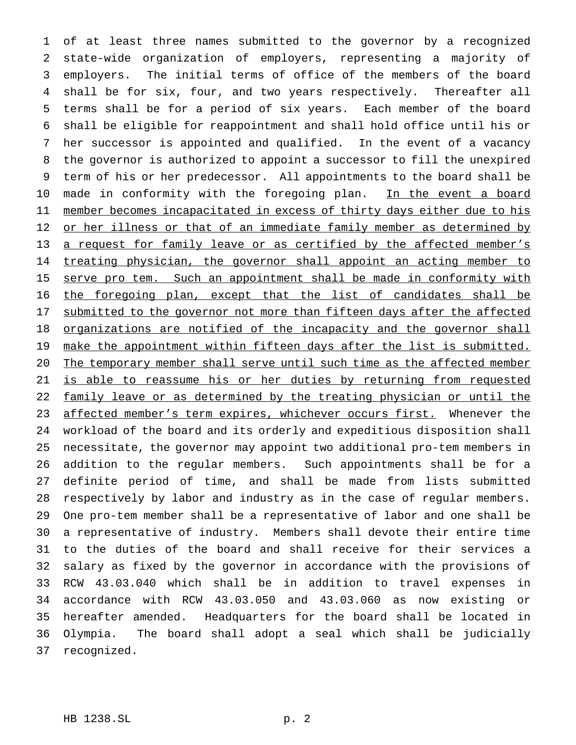of at least three names submitted to the governor by a recognized state-wide organization of employers, representing a majority of employers. The initial terms of office of the members of the board shall be for six, four, and two years respectively. Thereafter all terms shall be for a period of six years. Each member of the board shall be eligible for reappointment and shall hold office until his or her successor is appointed and qualified. In the event of a vacancy the governor is authorized to appoint a successor to fill the unexpired term of his or her predecessor. All appointments to the board shall be made in conformity with the foregoing plan. <u>In the event a board member becomes incapacitated in excess of thirty days either due to his or her illness or that of an immediate family member as determined by a request for family leave or as certified by the affected member's treating physician, the governor shall appoint an acting member to serve pro tem. Such an appointment shall be made in conformity with the foregoing plan, except that the list of candidates shall be submitted to the governor not more than fifteen days after the affected organizations are notified of the incapacity and the governor shall make the appointment within fifteen days after the list is submitted. The temporary member shall serve until such time as the affected member is able to reassume his or her duties by returning from requested family leave or as determined by the treating physician or until the affected member's term expires, whichever occurs first.</u> Whenever the workload of the board and its orderly and expeditious disposition shall necessitate, the governor may appoint two additional pro-tem members in addition to the regular members. Such appointments shall be for a definite period of time, and shall be made from lists submitted respectively by labor and industry as in the case of regular members. One pro-tem member shall be a representative of labor and one shall be a representative of industry. Members shall devote their entire time to the duties of the board and shall receive for their services a salary as fixed by the governor in accordance with the provisions of RCW 43.03.040 which shall be in addition to travel expenses in accordance with RCW 43.03.050 and 43.03.060 as now existing or hereafter amended. Headquarters for the board shall be located in Olympia. The board shall adopt a seal which shall be judicially recognized.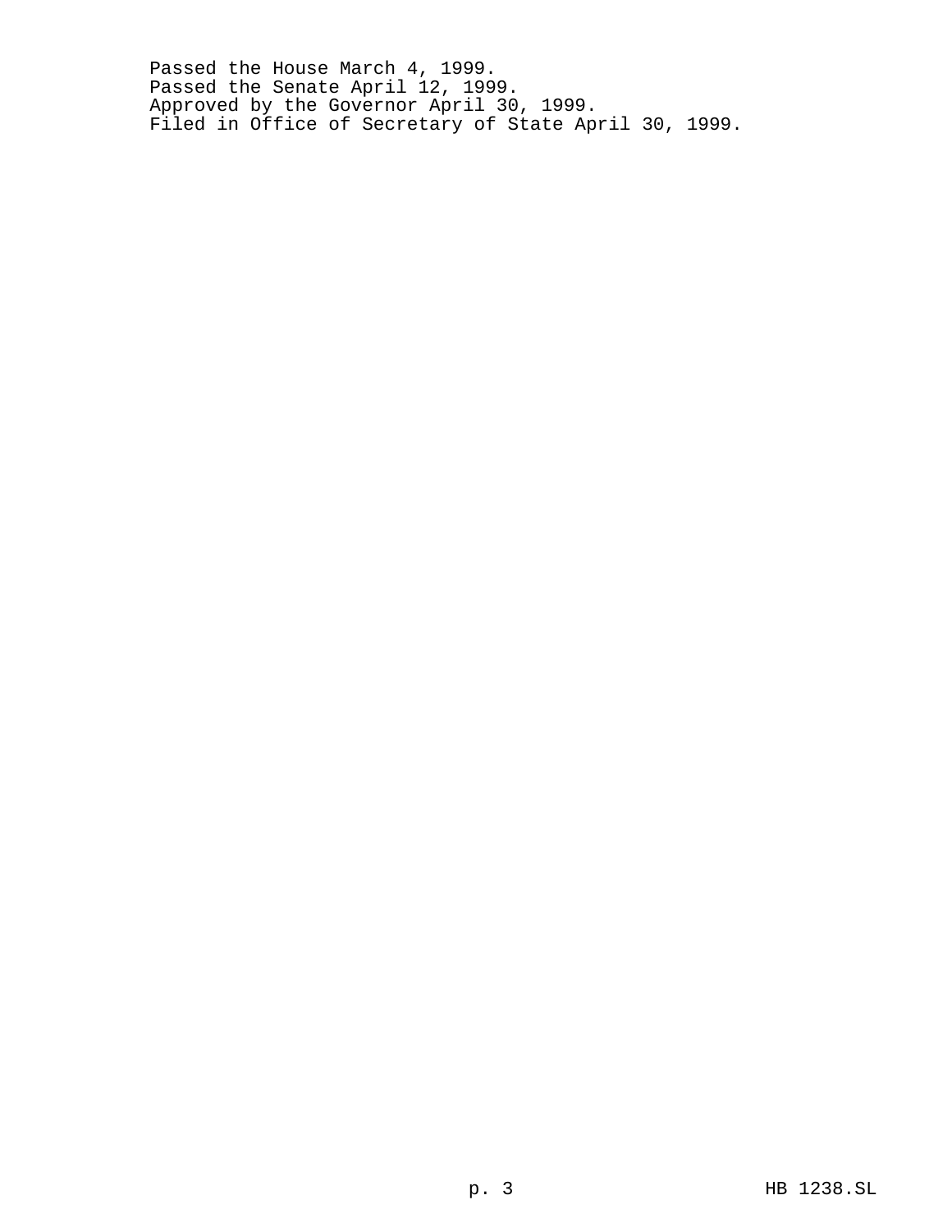Passed the House March 4, 1999.
Passed the Senate April 12, 1999.
Approved by the Governor April 30, 1999.
Filed in Office of Secretary of State April 30, 1999.